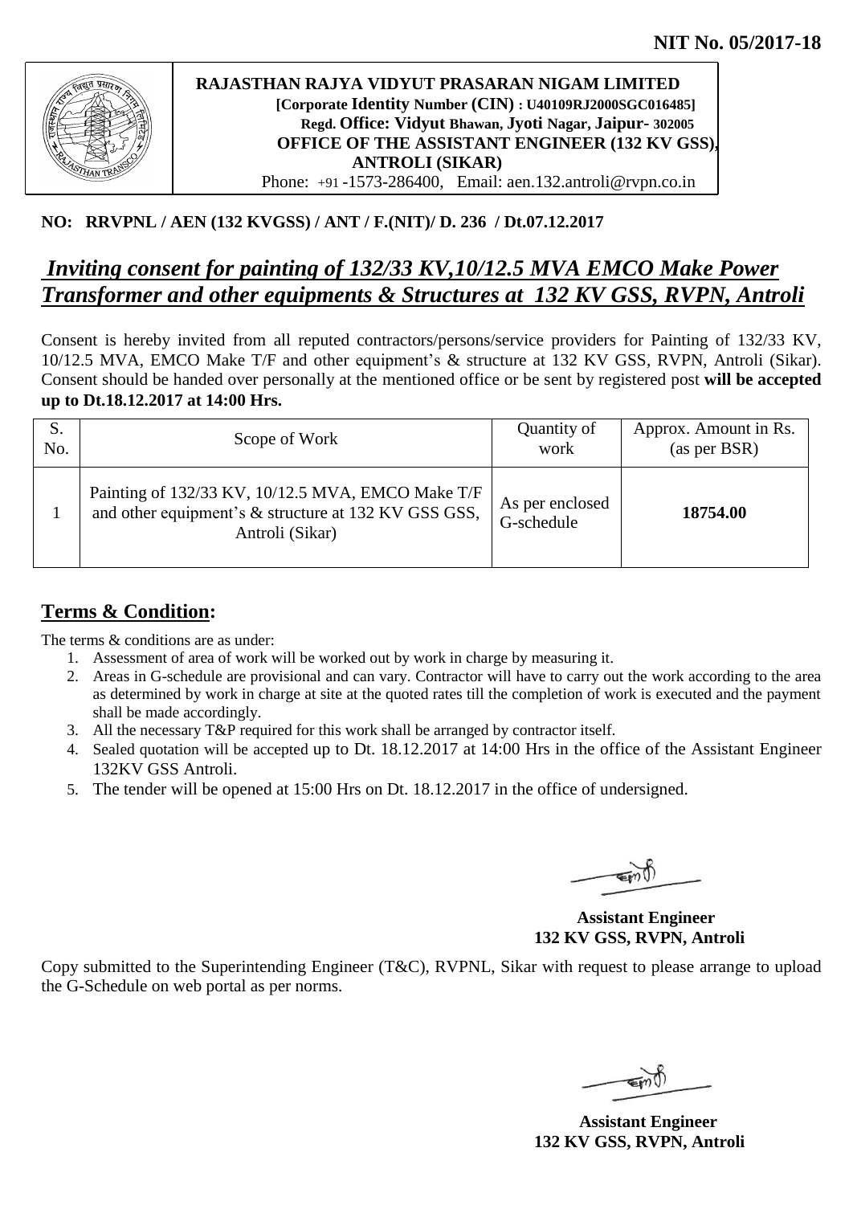**NIT No. 05/2017-18**

**RAJASTHAN RAJYA VIDYUT PRASARAN NIGAM LIMITED**
**[Corporate Identity Number (CIN) : U40109RJ2000SGC016485]**
**Regd. Office: Vidyut Bhawan, Jyoti Nagar, Jaipur- 302005**
**OFFICE OF THE ASSISTANT ENGINEER (132 KV GSS),**
**ANTROLI (SIKAR)**
Phone: +91 -1573-286400, Email: aen.132.antroli@rvpn.co.in

**NO: RRVPNL / AEN (132 KVGSS) / ANT / F.(NIT)/ D. 236 / Dt.07.12.2017**

## ***Inviting consent for painting of 132/33 KV,10/12.5 MVA EMCO Make Power Transformer and other equipments & Structures at 132 KV GSS, RVPN, Antroli***

Consent is hereby invited from all reputed contractors/persons/service providers for Painting of 132/33 KV, 10/12.5 MVA, EMCO Make T/F and other equipment's & structure at 132 KV GSS, RVPN, Antroli (Sikar). Consent should be handed over personally at the mentioned office or be sent by registered post **will be accepted up to Dt.18.12.2017 at 14:00 Hrs.**

| S. No. | Scope of Work | Quantity of work | Approx. Amount in Rs. (as per BSR) |
|---|---|---|---|
| 1 | Painting of 132/33 KV, 10/12.5 MVA, EMCO Make T/F and other equipment's & structure at 132 KV GSS GSS, Antroli (Sikar) | As per enclosed G-schedule | **18754.00** |

## **Terms & Condition:**

The terms & conditions are as under:

1. Assessment of area of work will be worked out by work in charge by measuring it.
2. Areas in G-schedule are provisional and can vary. Contractor will have to carry out the work according to the area as determined by work in charge at site at the quoted rates till the completion of work is executed and the payment shall be made accordingly.
3. All the necessary T&P required for this work shall be arranged by contractor itself.
4. Sealed quotation will be accepted up to Dt. 18.12.2017 at 14:00 Hrs in the office of the Assistant Engineer 132KV GSS Antroli.
5. The tender will be opened at 15:00 Hrs on Dt. 18.12.2017 in the office of undersigned.

**Assistant Engineer**
**132 KV GSS, RVPN, Antroli**

Copy submitted to the Superintending Engineer (T&C), RVPNL, Sikar with request to please arrange to upload the G-Schedule on web portal as per norms.

**Assistant Engineer**
**132 KV GSS, RVPN, Antroli**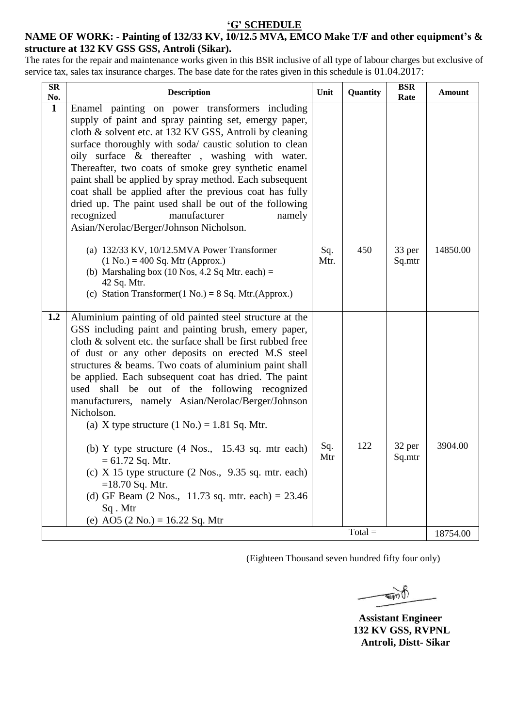## 'G' SCHEDULE

**NAME OF WORK: - Painting of 132/33 KV, 10/12.5 MVA, EMCO Make T/F and other equipment's & structure at 132 KV GSS GSS, Antroli (Sikar).**

The rates for the repair and maintenance works given in this BSR inclusive of all type of labour charges but exclusive of service tax, sales tax insurance charges. The base date for the rates given in this schedule is 01.04.2017:

| SR No. | Description | Unit | Quantity | BSR Rate | Amount |
|---|---|---|---|---|---|
| 1 | Enamel painting on power transformers including supply of paint and spray painting set, emergy paper, cloth & solvent etc. at 132 KV GSS, Antroli by cleaning surface thoroughly with soda/ caustic solution to clean oily surface & thereafter , washing with water. Thereafter, two coats of smoke grey synthetic enamel paint shall be applied by spray method. Each subsequent coat shall be applied after the previous coat has fully dried up. The paint used shall be out of the following recognized manufacturer namely Asian/Nerolac/Berger/Johnson Nicholson.<br>(a) 132/33 KV, 10/12.5MVA Power Transformer (1 No.) = 400 Sq. Mtr (Approx.)<br>(b) Marshaling box (10 Nos, 4.2 Sq Mtr. each) = 42 Sq. Mtr.<br>(c) Station Transformer(1 No.) = 8 Sq. Mtr.(Approx.) | Sq. Mtr. | 450 | 33 per Sq.mtr | 14850.00 |
| 1.2 | Aluminium painting of old painted steel structure at the GSS including paint and painting brush, emery paper, cloth & solvent etc. the surface shall be first rubbed free of dust or any other deposits on erected M.S steel structures & beams. Two coats of aluminium paint shall be applied. Each subsequent coat has dried. The paint used shall be out of the following recognized manufacturers, namely Asian/Nerolac/Berger/Johnson Nicholson.<br>(a) X type structure (1 No.) = 1.81 Sq. Mtr.<br>(b) Y type structure (4 Nos., 15.43 sq. mtr each) = 61.72 Sq. Mtr.<br>(c) X 15 type structure (2 Nos., 9.35 sq. mtr. each) =18.70 Sq. Mtr.<br>(d) GF Beam (2 Nos., 11.73 sq. mtr. each) = 23.46 Sq . Mtr<br>(e) AO5 (2 No.) = 16.22 Sq. Mtr | Sq. Mtr | 122 | 32 per Sq.mtr | 3904.00 |
| | | | Total = | | 18754.00 |

(Eighteen Thousand seven hundred fifty four only)

**Assistant Engineer**
**132 KV GSS, RVPNL**
**Antroli, Distt- Sikar**